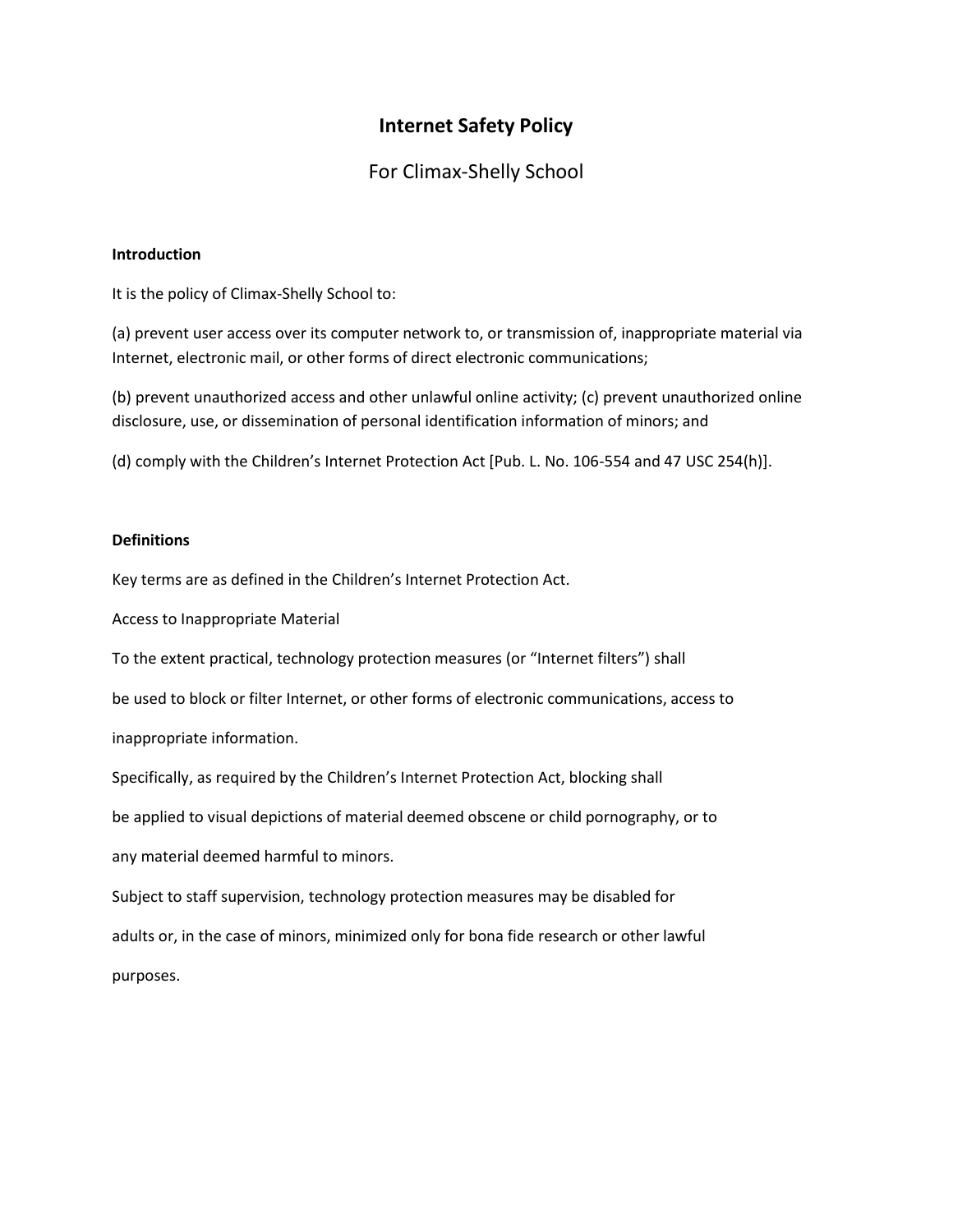# Internet Safety Policy

## For Climax-Shelly School

**Introduction**

It is the policy of Climax-Shelly School to:

(a) prevent user access over its computer network to, or transmission of, inappropriate material via Internet, electronic mail, or other forms of direct electronic communications;

(b) prevent unauthorized access and other unlawful online activity; (c) prevent unauthorized online disclosure, use, or dissemination of personal identification information of minors; and

(d) comply with the Children's Internet Protection Act [Pub. L. No. 106-554 and 47 USC 254(h)].

**Definitions**

Key terms are as defined in the Children's Internet Protection Act.

Access to Inappropriate Material

To the extent practical, technology protection measures (or "Internet filters") shall be used to block or filter Internet, or other forms of electronic communications, access to inappropriate information.

Specifically, as required by the Children's Internet Protection Act, blocking shall be applied to visual depictions of material deemed obscene or child pornography, or to any material deemed harmful to minors.

Subject to staff supervision, technology protection measures may be disabled for adults or, in the case of minors, minimized only for bona fide research or other lawful purposes.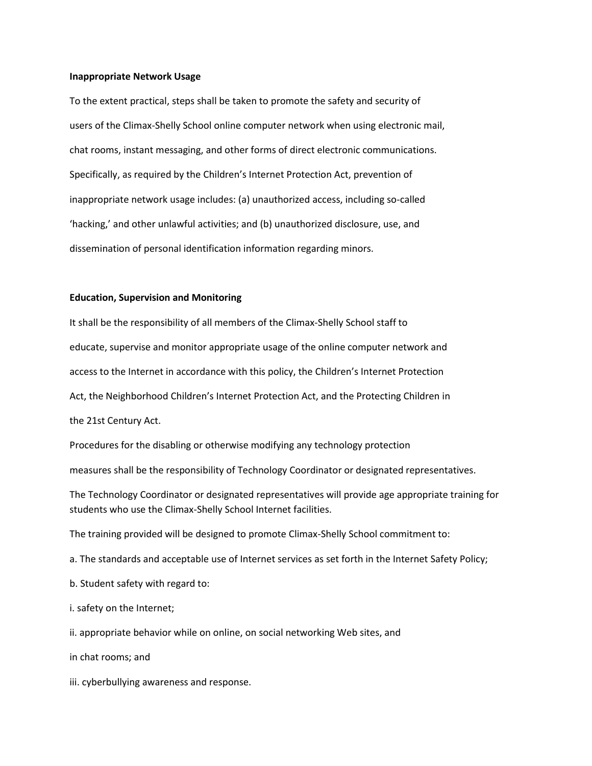**Inappropriate Network Usage**

To the extent practical, steps shall be taken to promote the safety and security of users of the Climax-Shelly School online computer network when using electronic mail, chat rooms, instant messaging, and other forms of direct electronic communications. Specifically, as required by the Children's Internet Protection Act, prevention of inappropriate network usage includes: (a) unauthorized access, including so-called 'hacking,' and other unlawful activities; and (b) unauthorized disclosure, use, and dissemination of personal identification information regarding minors.

**Education, Supervision and Monitoring**

It shall be the responsibility of all members of the Climax-Shelly School staff to educate, supervise and monitor appropriate usage of the online computer network and access to the Internet in accordance with this policy, the Children's Internet Protection Act, the Neighborhood Children's Internet Protection Act, and the Protecting Children in the 21st Century Act.

Procedures for the disabling or otherwise modifying any technology protection measures shall be the responsibility of Technology Coordinator or designated representatives.

The Technology Coordinator or designated representatives will provide age appropriate training for students who use the Climax-Shelly School Internet facilities.

The training provided will be designed to promote Climax-Shelly School commitment to:

a. The standards and acceptable use of Internet services as set forth in the Internet Safety Policy;

b. Student safety with regard to:

i. safety on the Internet;

ii. appropriate behavior while on online, on social networking Web sites, and in chat rooms; and

iii. cyberbullying awareness and response.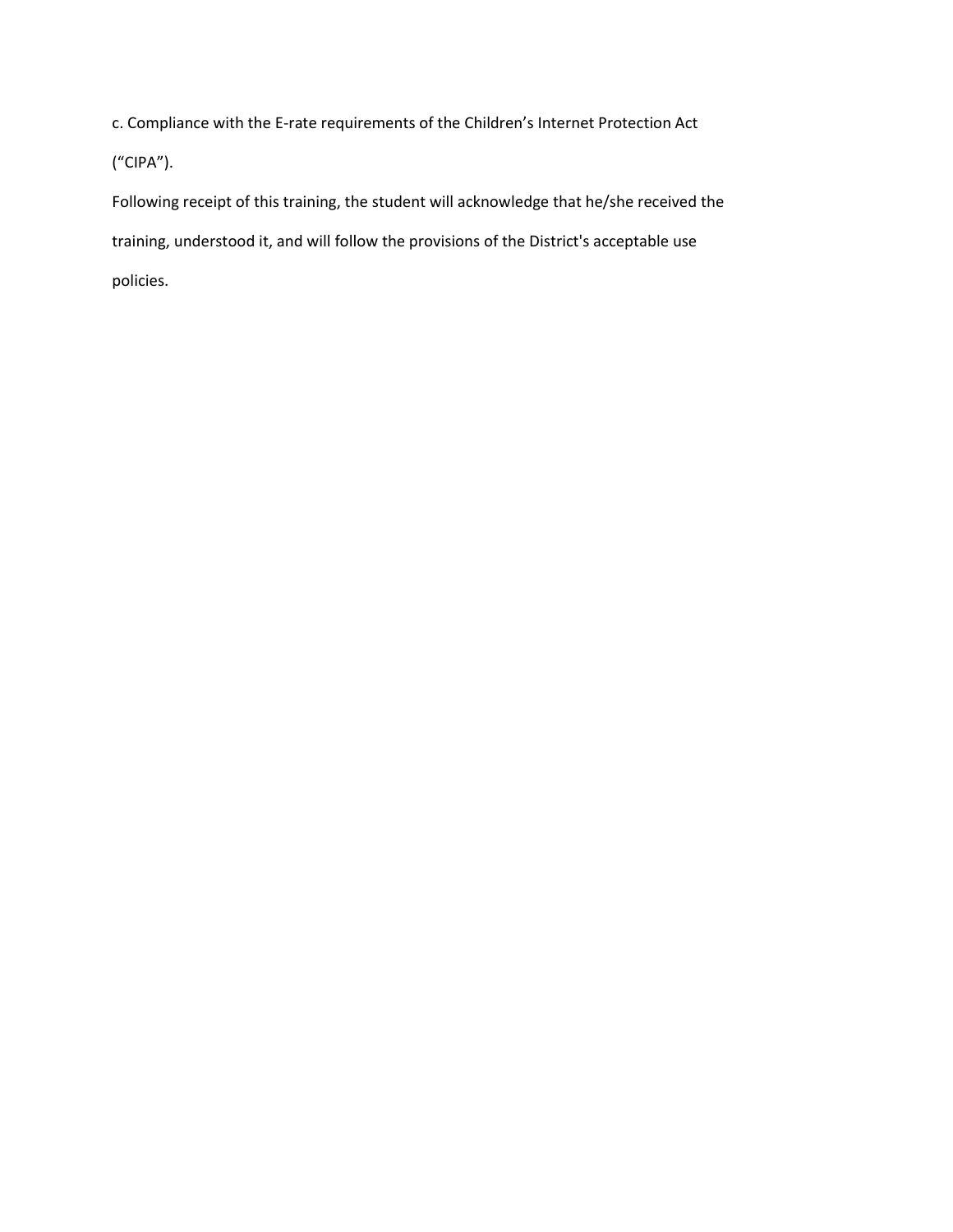c. Compliance with the E-rate requirements of the Children's Internet Protection Act ("CIPA").

Following receipt of this training, the student will acknowledge that he/she received the training, understood it, and will follow the provisions of the District's acceptable use policies.